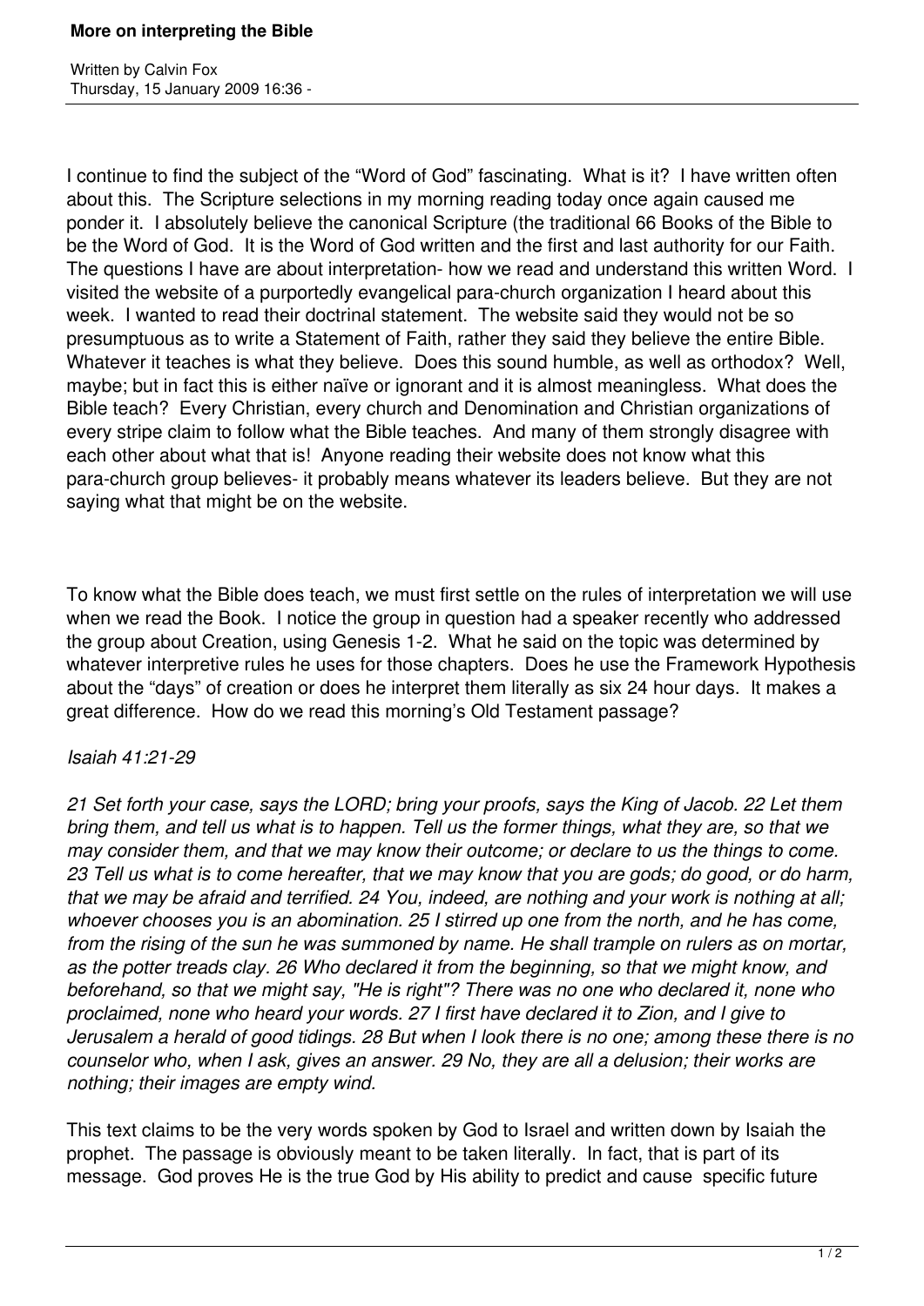# More on interpreting the Bible

Written by Calvin Fox
Thursday, 15 January 2009 16:36 -

I continue to find the subject of the "Word of God" fascinating. What is it? I have written often about this. The Scripture selections in my morning reading today once again caused me ponder it. I absolutely believe the canonical Scripture (the traditional 66 Books of the Bible to be the Word of God. It is the Word of God written and the first and last authority for our Faith. The questions I have are about interpretation- how we read and understand this written Word. I visited the website of a purportedly evangelical para-church organization I heard about this week. I wanted to read their doctrinal statement. The website said they would not be so presumptuous as to write a Statement of Faith, rather they said they believe the entire Bible. Whatever it teaches is what they believe. Does this sound humble, as well as orthodox? Well, maybe; but in fact this is either naïve or ignorant and it is almost meaningless. What does the Bible teach? Every Christian, every church and Denomination and Christian organizations of every stripe claim to follow what the Bible teaches. And many of them strongly disagree with each other about what that is! Anyone reading their website does not know what this para-church group believes- it probably means whatever its leaders believe. But they are not saying what that might be on the website.

To know what the Bible does teach, we must first settle on the rules of interpretation we will use when we read the Book. I notice the group in question had a speaker recently who addressed the group about Creation, using Genesis 1-2. What he said on the topic was determined by whatever interpretive rules he uses for those chapters. Does he use the Framework Hypothesis about the "days" of creation or does he interpret them literally as six 24 hour days. It makes a great difference. How do we read this morning's Old Testament passage?

*Isaiah 41:21-29*

*21 Set forth your case, says the LORD; bring your proofs, says the King of Jacob. 22 Let them bring them, and tell us what is to happen. Tell us the former things, what they are, so that we may consider them, and that we may know their outcome; or declare to us the things to come. 23 Tell us what is to come hereafter, that we may know that you are gods; do good, or do harm, that we may be afraid and terrified. 24 You, indeed, are nothing and your work is nothing at all; whoever chooses you is an abomination. 25 I stirred up one from the north, and he has come, from the rising of the sun he was summoned by name. He shall trample on rulers as on mortar, as the potter treads clay. 26 Who declared it from the beginning, so that we might know, and beforehand, so that we might say, "He is right"? There was no one who declared it, none who proclaimed, none who heard your words. 27 I first have declared it to Zion, and I give to Jerusalem a herald of good tidings. 28 But when I look there is no one; among these there is no counselor who, when I ask, gives an answer. 29 No, they are all a delusion; their works are nothing; their images are empty wind.*

This text claims to be the very words spoken by God to Israel and written down by Isaiah the prophet. The passage is obviously meant to be taken literally. In fact, that is part of its message. God proves He is the true God by His ability to predict and cause specific future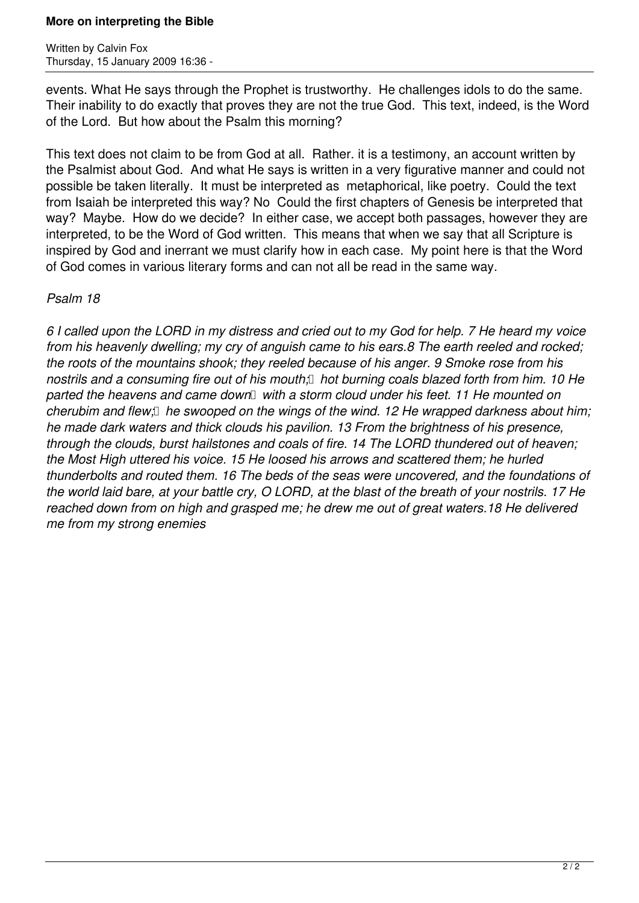events. What He says through the Prophet is trustworthy. He challenges idols to do the same. Their inability to do exactly that proves they are not the true God. This text, indeed, is the Word of the Lord. But how about the Psalm this morning?

This text does not claim to be from God at all. Rather. it is a testimony, an account written by the Psalmist about God. And what He says is written in a very figurative manner and could not possible be taken literally. It must be interpreted as metaphorical, like poetry. Could the text from Isaiah be interpreted this way? No Could the first chapters of Genesis be interpreted that way? Maybe. How do we decide? In either case, we accept both passages, however they are interpreted, to be the Word of God written. This means that when we say that all Scripture is inspired by God and inerrant we must clarify how in each case. My point here is that the Word of God comes in various literary forms and can not all be read in the same way.

*Psalm 18*

*6 I called upon the LORD in my distress and cried out to my God for help. 7 He heard my voice from his heavenly dwelling; my cry of anguish came to his ears.8 The earth reeled and rocked; the roots of the mountains shook; they reeled because of his anger. 9 Smoke rose from his nostrils and a consuming fire out of his mouth; hot burning coals blazed forth from him. 10 He parted the heavens and came down with a storm cloud under his feet. 11 He mounted on cherubim and flew; he swooped on the wings of the wind. 12 He wrapped darkness about him; he made dark waters and thick clouds his pavilion. 13 From the brightness of his presence, through the clouds, burst hailstones and coals of fire. 14 The LORD thundered out of heaven; the Most High uttered his voice. 15 He loosed his arrows and scattered them; he hurled thunderbolts and routed them. 16 The beds of the seas were uncovered, and the foundations of the world laid bare, at your battle cry, O LORD, at the blast of the breath of your nostrils. 17 He reached down from on high and grasped me; he drew me out of great waters.18 He delivered me from my strong enemies*